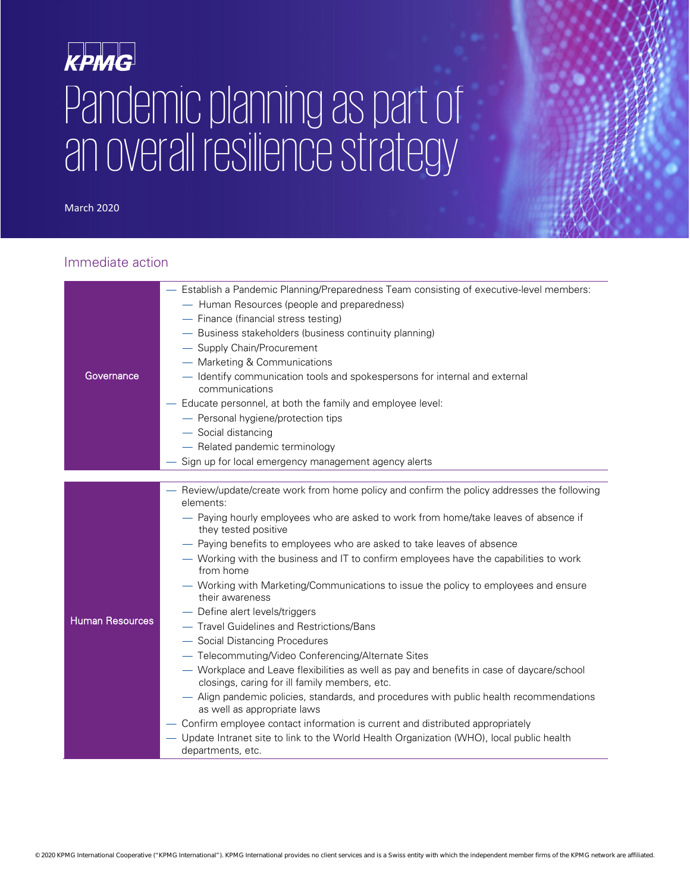KPMG

# Pandemic planning as part of an overall resilience strategy

March 2020

## Immediate action

| | |
|---|---|
| Governance | — Establish a Pandemic Planning/Preparedness Team consisting of executive-level members:<br>— Human Resources (people and preparedness)<br>— Finance (financial stress testing)<br>— Business stakeholders (business continuity planning)<br>— Supply Chain/Procurement<br>— Marketing & Communications<br>— Identify communication tools and spokespersons for internal and external communications<br>— Educate personnel, at both the family and employee level:<br>— Personal hygiene/protection tips<br>— Social distancing<br>— Related pandemic terminology<br>— Sign up for local emergency management agency alerts |
| Human Resources | — Review/update/create work from home policy and confirm the policy addresses the following elements:<br>— Paying hourly employees who are asked to work from home/take leaves of absence if they tested positive<br>— Paying benefits to employees who are asked to take leaves of absence<br>— Working with the business and IT to confirm employees have the capabilities to work from home<br>— Working with Marketing/Communications to issue the policy to employees and ensure their awareness<br>— Define alert levels/triggers<br>— Travel Guidelines and Restrictions/Bans<br>— Social Distancing Procedures<br>— Telecommuting/Video Conferencing/Alternate Sites<br>— Workplace and Leave flexibilities as well as pay and benefits in case of daycare/school closings, caring for ill family members, etc.<br>— Align pandemic policies, standards, and procedures with public health recommendations as well as appropriate laws<br>— Confirm employee contact information is current and distributed appropriately<br>— Update Intranet site to link to the World Health Organization (WHO), local public health departments, etc. |

© 2020 KPMG International Cooperative ("KPMG International"). KPMG International provides no client services and is a Swiss entity with which the independent member firms of the KPMG network are affiliated.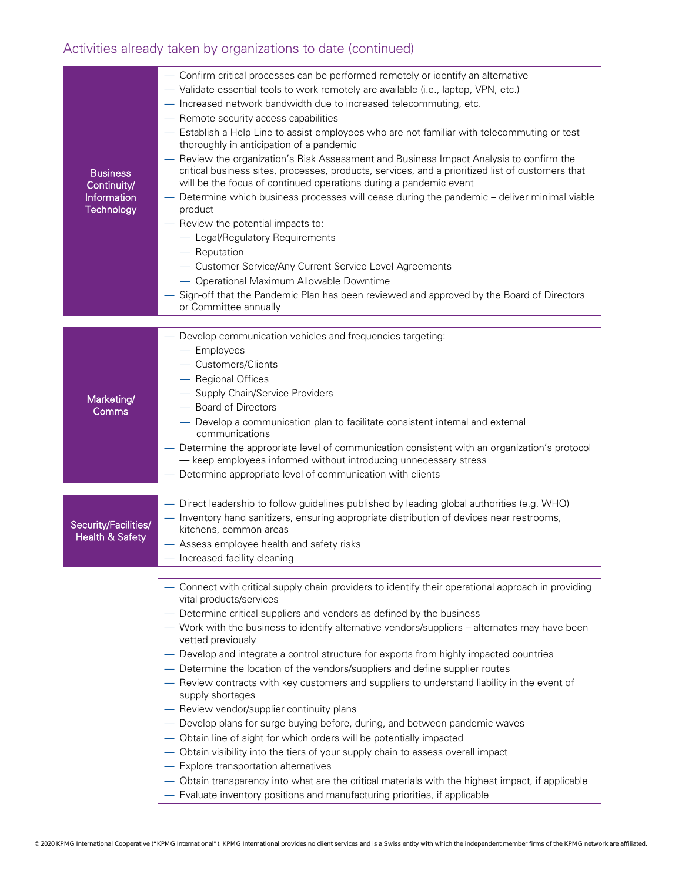## Activities already taken by organizations to date (continued)

| Area | Activities |
|---|---|
| Business Continuity/ Information Technology | — Confirm critical processes can be performed remotely or identify an alternative<br>— Validate essential tools to work remotely are available (i.e., laptop, VPN, etc.)<br>— Increased network bandwidth due to increased telecommuting, etc.<br>— Remote security access capabilities<br>— Establish a Help Line to assist employees who are not familiar with telecommuting or test thoroughly in anticipation of a pandemic<br>— Review the organization's Risk Assessment and Business Impact Analysis to confirm the critical business sites, processes, products, services, and a prioritized list of customers that will be the focus of continued operations during a pandemic event<br>— Determine which business processes will cease during the pandemic – deliver minimal viable product<br>— Review the potential impacts to:<br>&nbsp;&nbsp;— Legal/Regulatory Requirements<br>&nbsp;&nbsp;— Reputation<br>&nbsp;&nbsp;— Customer Service/Any Current Service Level Agreements<br>&nbsp;&nbsp;— Operational Maximum Allowable Downtime<br>— Sign-off that the Pandemic Plan has been reviewed and approved by the Board of Directors or Committee annually |
| Marketing/ Comms | — Develop communication vehicles and frequencies targeting:<br>&nbsp;&nbsp;— Employees<br>&nbsp;&nbsp;— Customers/Clients<br>&nbsp;&nbsp;— Regional Offices<br>&nbsp;&nbsp;— Supply Chain/Service Providers<br>&nbsp;&nbsp;— Board of Directors<br>&nbsp;&nbsp;— Develop a communication plan to facilitate consistent internal and external communications<br>— Determine the appropriate level of communication consistent with an organization's protocol — keep employees informed without introducing unnecessary stress<br>— Determine appropriate level of communication with clients |
| Security/Facilities/ Health & Safety | — Direct leadership to follow guidelines published by leading global authorities (e.g. WHO)<br>— Inventory hand sanitizers, ensuring appropriate distribution of devices near restrooms, kitchens, common areas<br>— Assess employee health and safety risks<br>— Increased facility cleaning |
| | — Connect with critical supply chain providers to identify their operational approach in providing vital products/services<br>— Determine critical suppliers and vendors as defined by the business<br>— Work with the business to identify alternative vendors/suppliers – alternates may have been vetted previously<br>— Develop and integrate a control structure for exports from highly impacted countries<br>— Determine the location of the vendors/suppliers and define supplier routes<br>— Review contracts with key customers and suppliers to understand liability in the event of supply shortages<br>— Review vendor/supplier continuity plans<br>— Develop plans for surge buying before, during, and between pandemic waves<br>— Obtain line of sight for which orders will be potentially impacted<br>— Obtain visibility into the tiers of your supply chain to assess overall impact<br>— Explore transportation alternatives<br>— Obtain transparency into what are the critical materials with the highest impact, if applicable<br>— Evaluate inventory positions and manufacturing priorities, if applicable |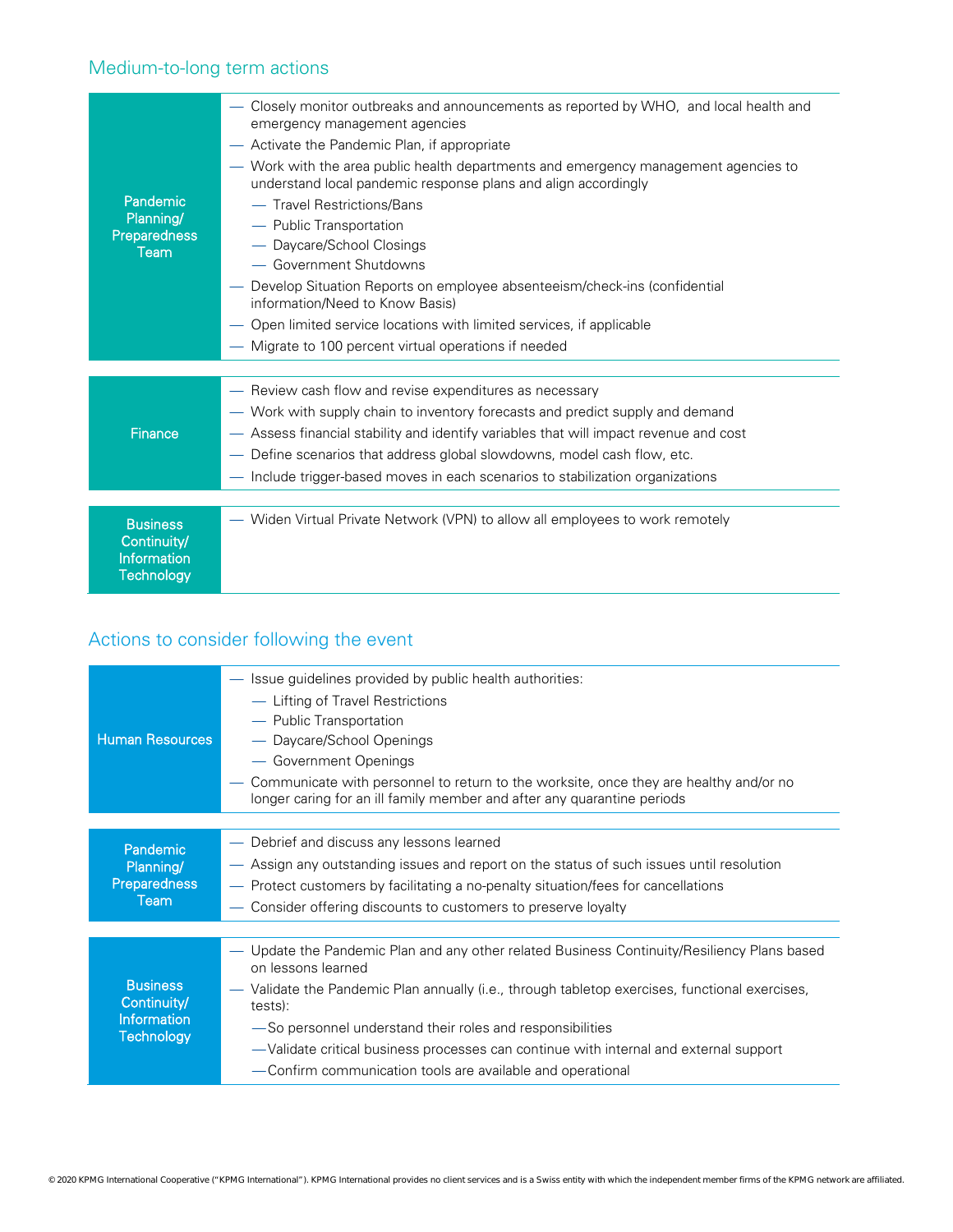## Medium-to-long term actions

**Pandemic Planning/ Preparedness Team**

- Closely monitor outbreaks and announcements as reported by WHO, and local health and emergency management agencies
- Activate the Pandemic Plan, if appropriate
- Work with the area public health departments and emergency management agencies to understand local pandemic response plans and align accordingly
  - Travel Restrictions/Bans
  - Public Transportation
  - Daycare/School Closings
  - Government Shutdowns
- Develop Situation Reports on employee absenteeism/check-ins (confidential information/Need to Know Basis)
- Open limited service locations with limited services, if applicable
- Migrate to 100 percent virtual operations if needed

**Finance**

- Review cash flow and revise expenditures as necessary
- Work with supply chain to inventory forecasts and predict supply and demand
- Assess financial stability and identify variables that will impact revenue and cost
- Define scenarios that address global slowdowns, model cash flow, etc.
- Include trigger-based moves in each scenarios to stabilization organizations

**Business Continuity/ Information Technology**

- Widen Virtual Private Network (VPN) to allow all employees to work remotely

## Actions to consider following the event

**Human Resources**

- Issue guidelines provided by public health authorities:
  - Lifting of Travel Restrictions
  - Public Transportation
  - Daycare/School Openings
  - Government Openings
- Communicate with personnel to return to the worksite, once they are healthy and/or no longer caring for an ill family member and after any quarantine periods

**Pandemic Planning/ Preparedness Team**

- Debrief and discuss any lessons learned
- Assign any outstanding issues and report on the status of such issues until resolution
- Protect customers by facilitating a no-penalty situation/fees for cancellations
- Consider offering discounts to customers to preserve loyalty

**Business Continuity/ Information Technology**

- Update the Pandemic Plan and any other related Business Continuity/Resiliency Plans based on lessons learned
- Validate the Pandemic Plan annually (i.e., through tabletop exercises, functional exercises, tests):
  - So personnel understand their roles and responsibilities
  - Validate critical business processes can continue with internal and external support
  - Confirm communication tools are available and operational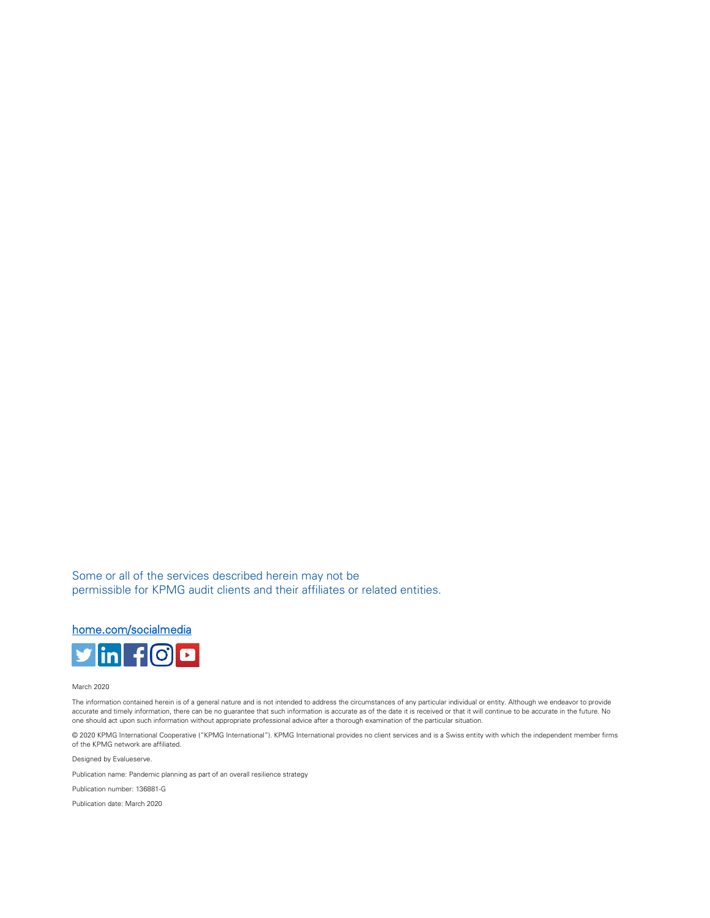Some or all of the services described herein may not be permissible for KPMG audit clients and their affiliates or related entities.

home.com/socialmedia

March 2020

The information contained herein is of a general nature and is not intended to address the circumstances of any particular individual or entity. Although we endeavor to provide accurate and timely information, there can be no guarantee that such information is accurate as of the date it is received or that it will continue to be accurate in the future. No one should act upon such information without appropriate professional advice after a thorough examination of the particular situation.

© 2020 KPMG International Cooperative ("KPMG International"). KPMG International provides no client services and is a Swiss entity with which the independent member firms of the KPMG network are affiliated.

Designed by Evalueserve.

Publication name: Pandemic planning as part of an overall resilience strategy

Publication number: 136881-G

Publication date: March 2020